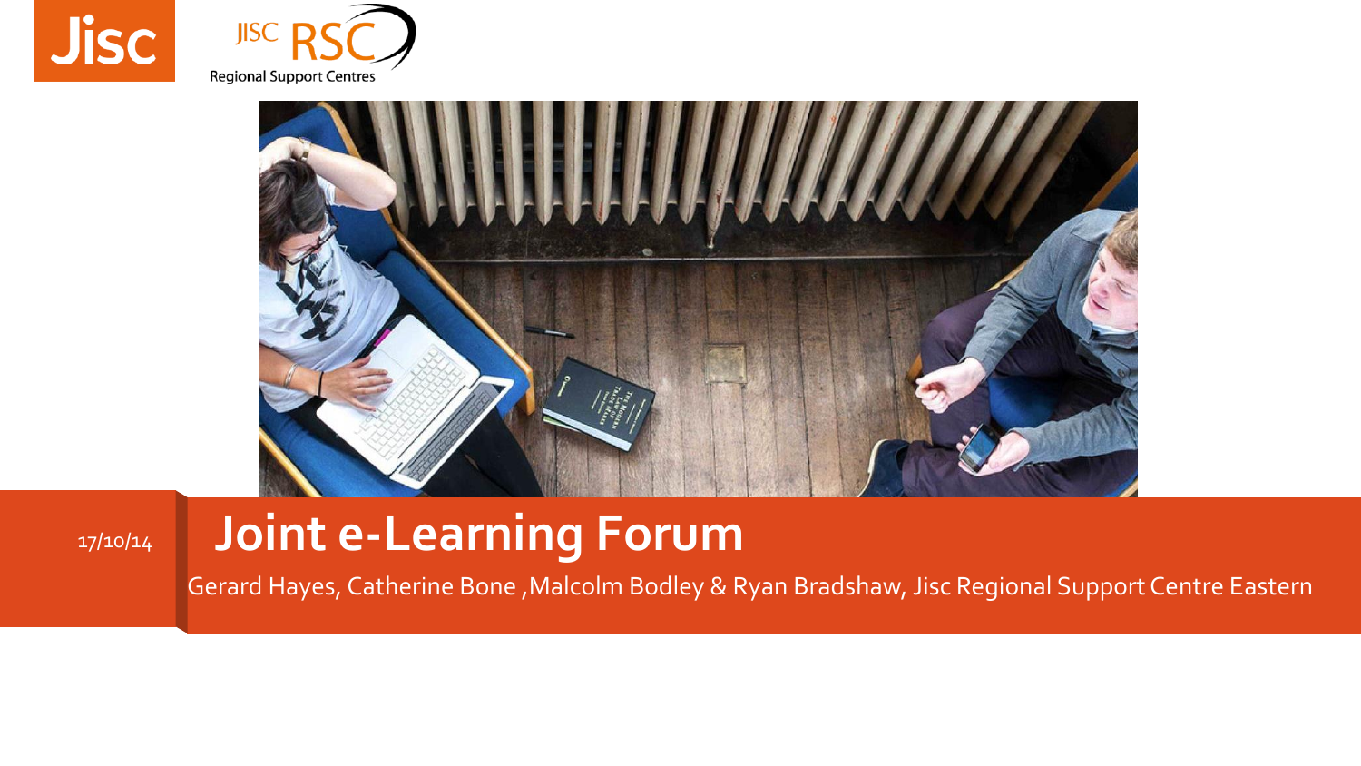Jisc

JISC RSC Regional Support Centres

17/10/14

# Joint e-Learning Forum

Gerard Hayes, Catherine Bone ,Malcolm Bodley & Ryan Bradshaw, Jisc Regional Support Centre Eastern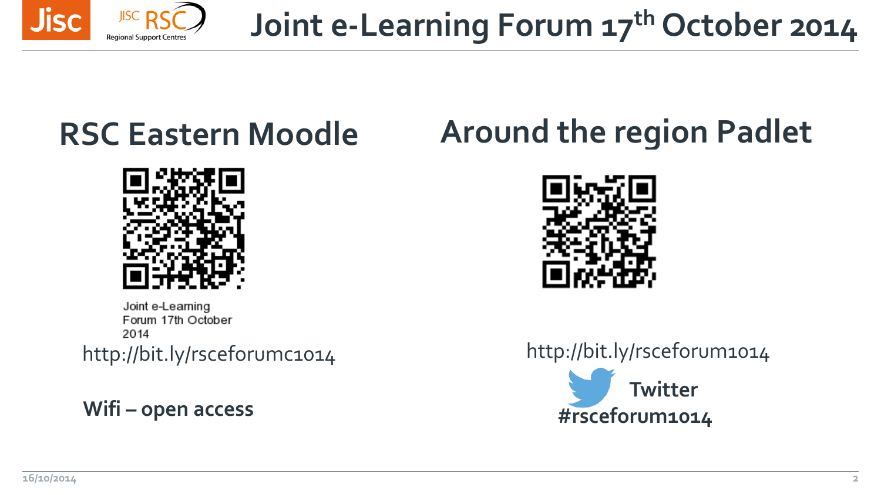# Joint e-Learning Forum 17th October 2014

## RSC Eastern Moodle

Joint e-Learning Forum 17th October 2014

http://bit.ly/rsceforumc1014

**Wifi – open access**

## Around the region Padlet

http://bit.ly/rsceforum1014

**Twitter**

**#rsceforum1014**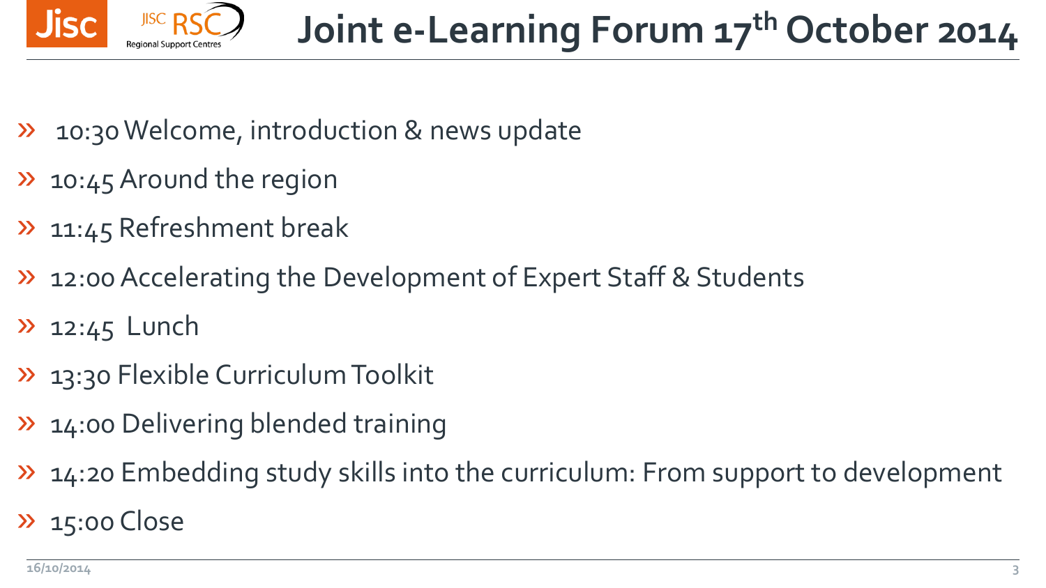# Joint e-Learning Forum 17th October 2014

- 10:30 Welcome, introduction & news update
- 10:45 Around the region
- 11:45 Refreshment break
- 12:00 Accelerating the Development of Expert Staff & Students
- 12:45 Lunch
- 13:30 Flexible Curriculum Toolkit
- 14:00 Delivering blended training
- 14:20 Embedding study skills into the curriculum: From support to development
- 15:00 Close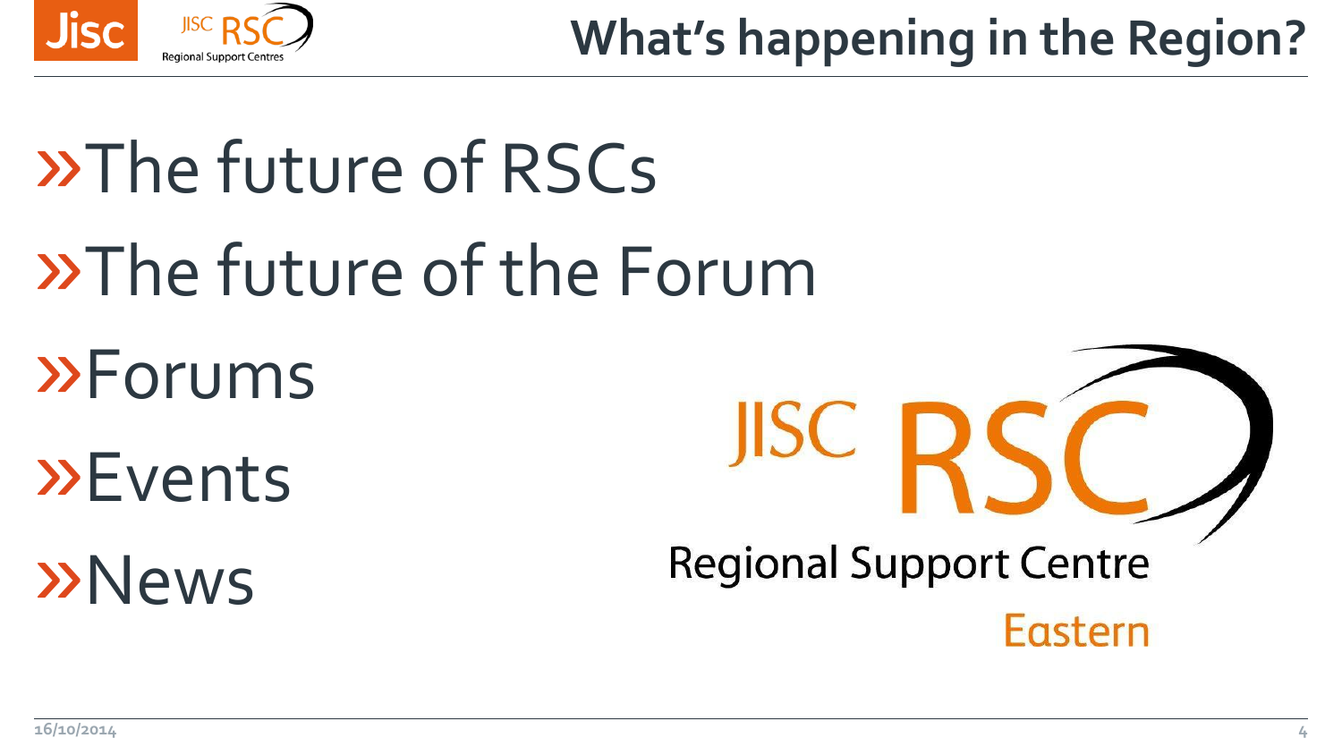# What's happening in the Region?

- The future of RSCs
- The future of the Forum
- Forums
- Events
- News

JISC RSC Regional Support Centre Eastern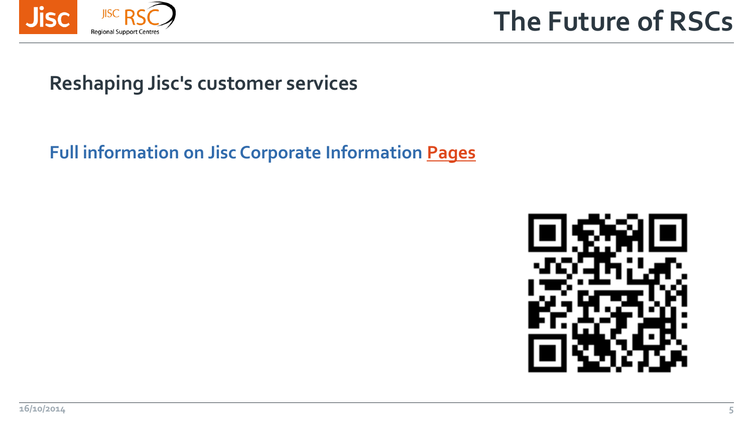# The Future of RSCs

## Reshaping Jisc's customer services

**Full information on Jisc Corporate Information Pages**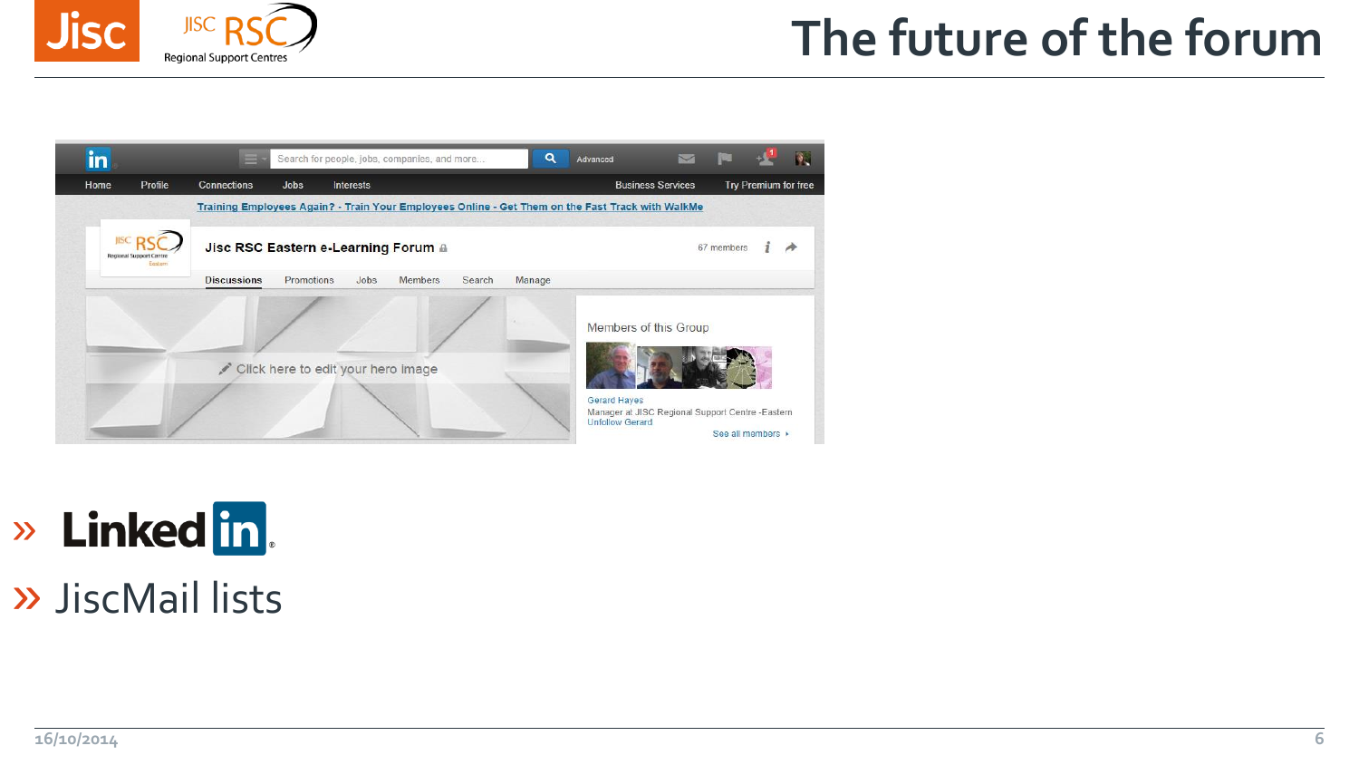# The future of the forum

- LinkedIn
- JiscMail lists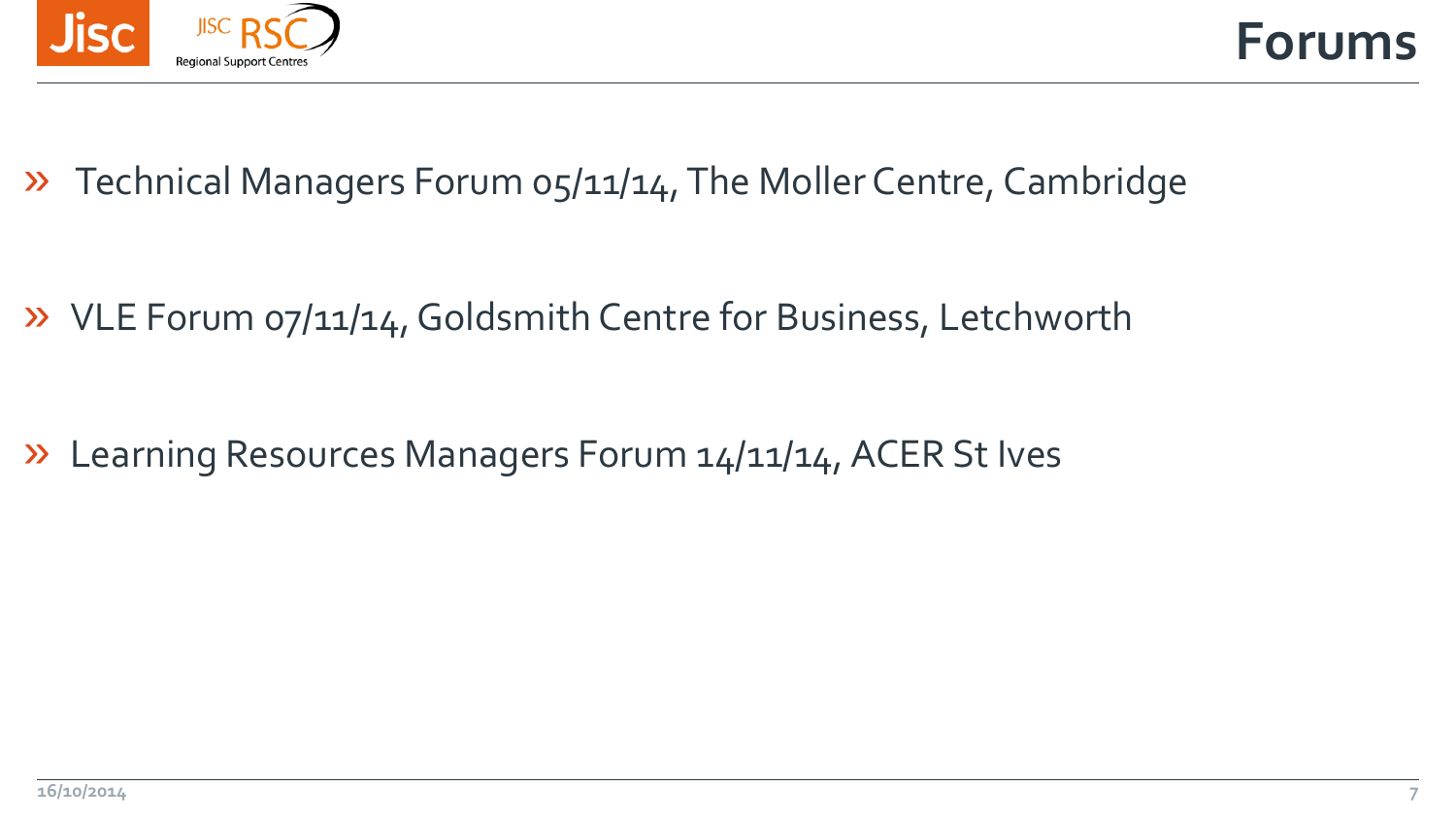# Forums

- Technical Managers Forum 05/11/14, The Moller Centre, Cambridge
- VLE Forum 07/11/14, Goldsmith Centre for Business, Letchworth
- Learning Resources Managers Forum 14/11/14, ACER St Ives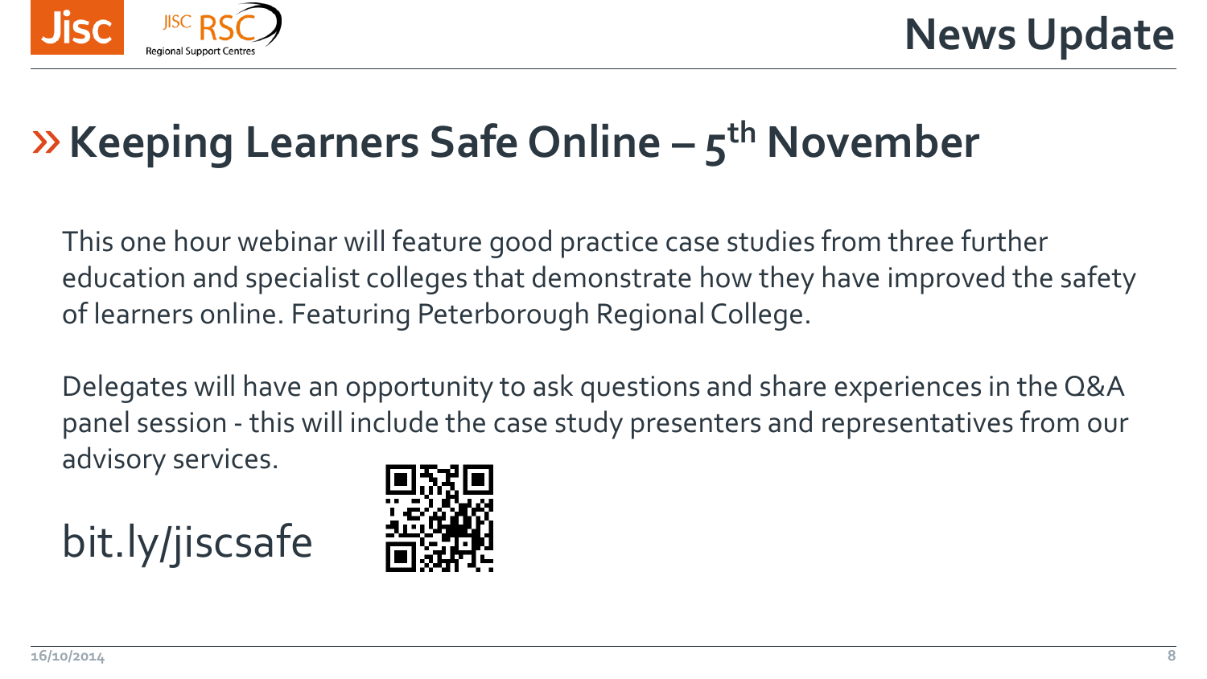# News Update

## » Keeping Learners Safe Online – 5th November

This one hour webinar will feature good practice case studies from three further education and specialist colleges that demonstrate how they have improved the safety of learners online. Featuring Peterborough Regional College.

Delegates will have an opportunity to ask questions and share experiences in the Q&A panel session - this will include the case study presenters and representatives from our advisory services.

bit.ly/jiscsafe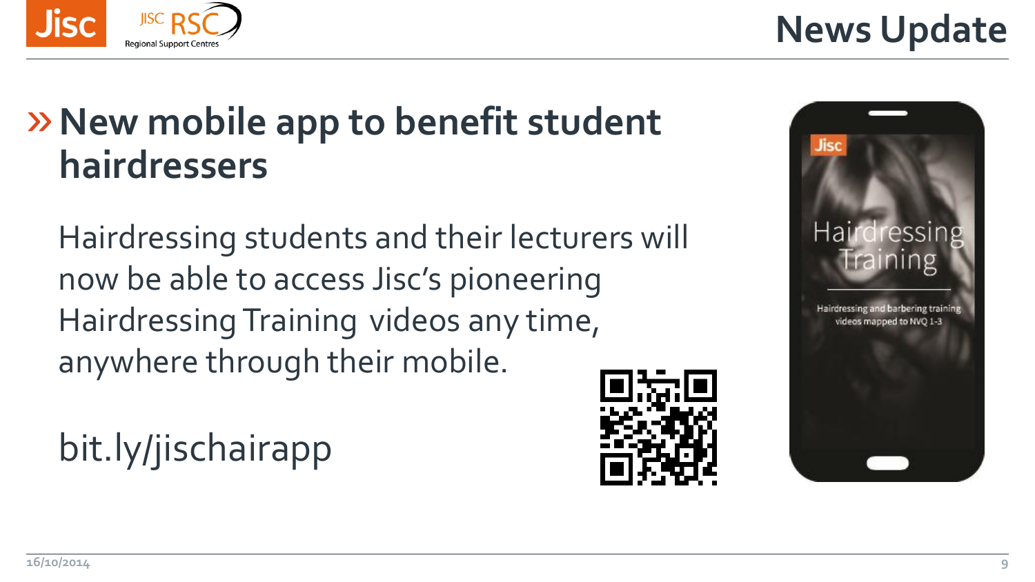# News Update

## » New mobile app to benefit student hairdressers

Hairdressing students and their lecturers will now be able to access Jisc's pioneering Hairdressing Training videos any time, anywhere through their mobile.

bit.ly/jischairapp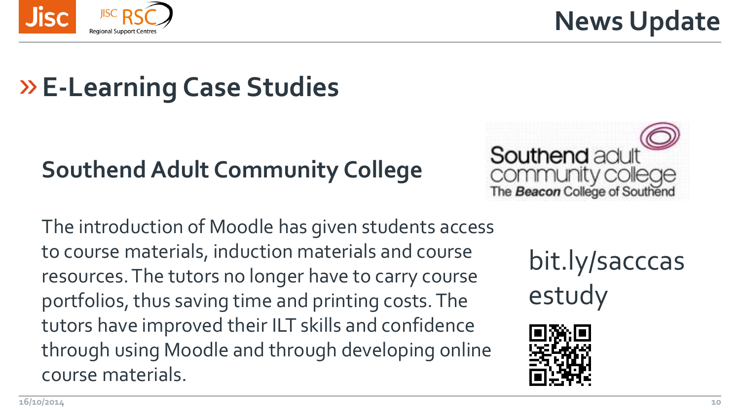# News Update

## » E-Learning Case Studies

### Southend Adult Community College

Southend adult community college
The *Beacon* College of Southend

The introduction of Moodle has given students access to course materials, induction materials and course resources. The tutors no longer have to carry course portfolios, thus saving time and printing costs. The tutors have improved their ILT skills and confidence through using Moodle and through developing online course materials.

bit.ly/sacccasestudy

16/10/2014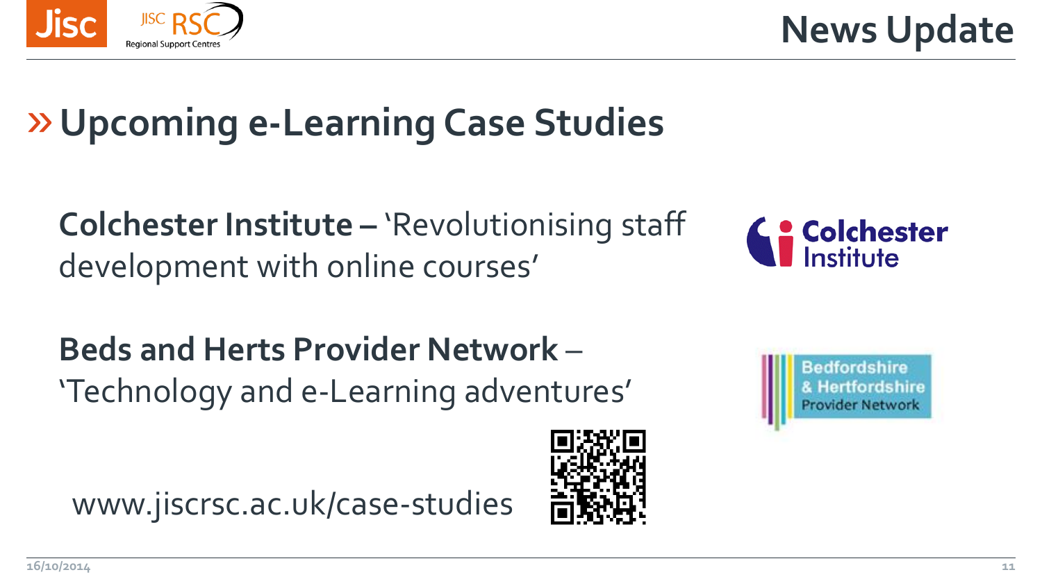## News Update

# » Upcoming e-Learning Case Studies

**Colchester Institute –** 'Revolutionising staff development with online courses'

**Beds and Herts Provider Network** – 'Technology and e-Learning adventures'

www.jiscrsc.ac.uk/case-studies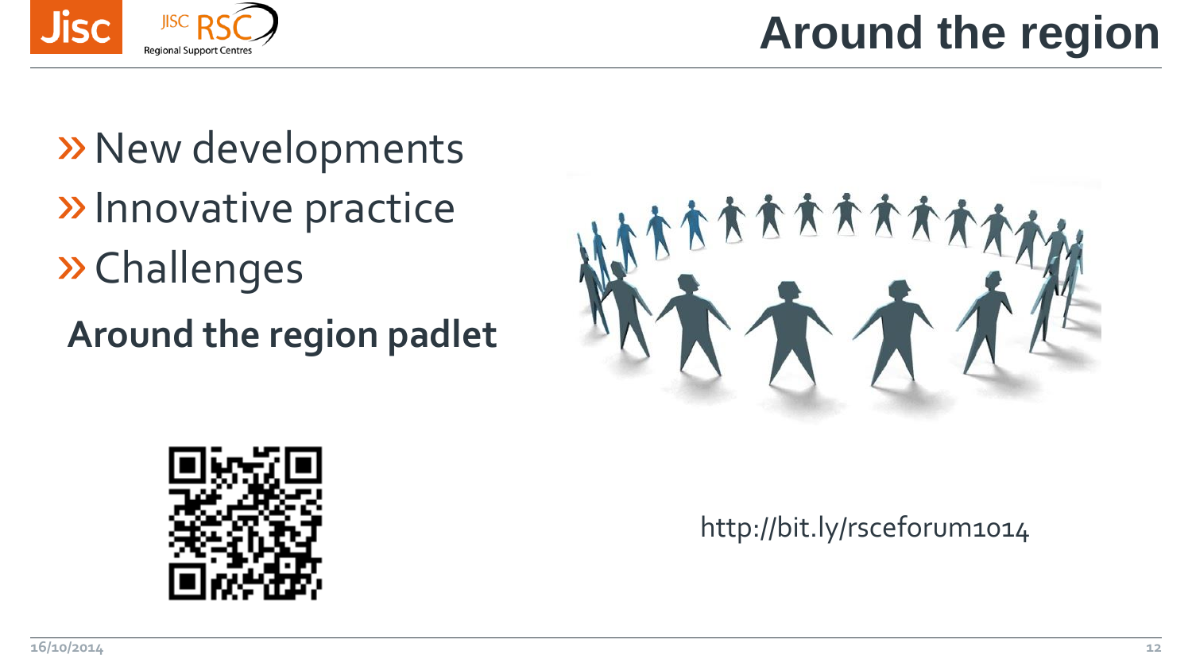# Around the region

- New developments
- Innovative practice
- Challenges

**Around the region padlet**

http://bit.ly/rsceforum1014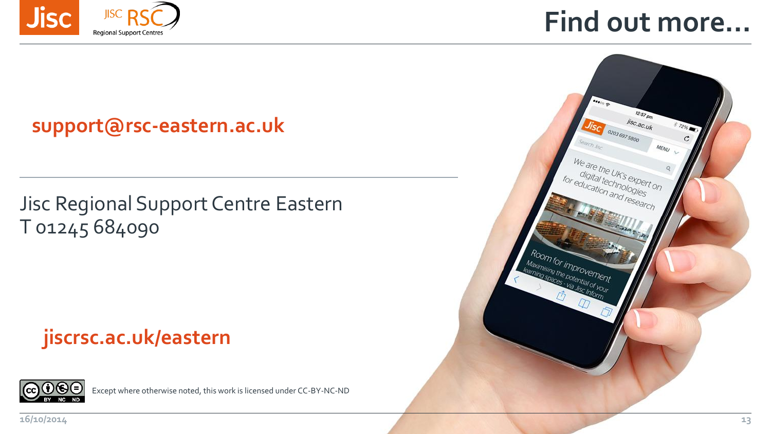# Find out more…

**support@rsc-eastern.ac.uk**

Jisc Regional Support Centre Eastern
T 01245 684090

**jiscrsc.ac.uk/eastern**

Except where otherwise noted, this work is licensed under CC-BY-NC-ND

16/10/2014